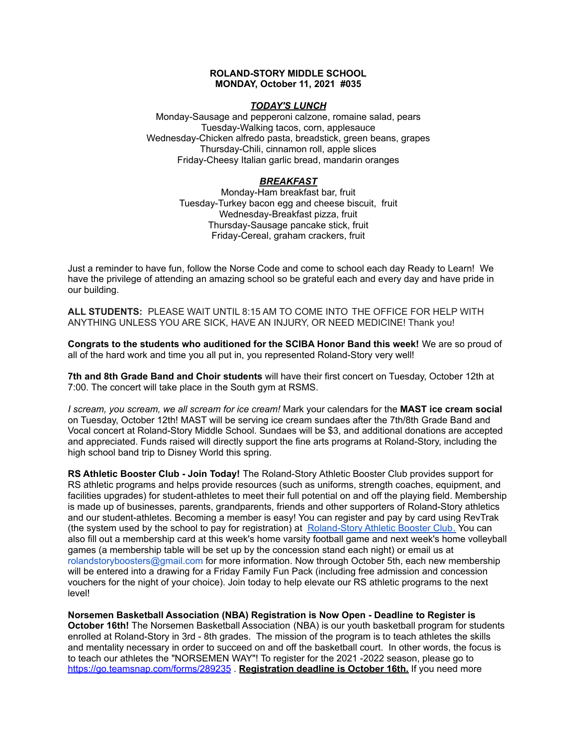**ROLAND-STORY MIDDLE SCHOOL**
**MONDAY, October 11, 2021 #035**

***TODAY'S LUNCH***

Monday-Sausage and pepperoni calzone, romaine salad, pears
Tuesday-Walking tacos, corn, applesauce
Wednesday-Chicken alfredo pasta, breadstick, green beans, grapes
Thursday-Chili, cinnamon roll, apple slices
Friday-Cheesy Italian garlic bread, mandarin oranges

***BREAKFAST***

Monday-Ham breakfast bar, fruit
Tuesday-Turkey bacon egg and cheese biscuit, fruit
Wednesday-Breakfast pizza, fruit
Thursday-Sausage pancake stick, fruit
Friday-Cereal, graham crackers, fruit

Just a reminder to have fun, follow the Norse Code and come to school each day Ready to Learn! We have the privilege of attending an amazing school so be grateful each and every day and have pride in our building.

**ALL STUDENTS:** PLEASE WAIT UNTIL 8:15 AM TO COME INTO THE OFFICE FOR HELP WITH ANYTHING UNLESS YOU ARE SICK, HAVE AN INJURY, OR NEED MEDICINE! Thank you!

**Congrats to the students who auditioned for the SCIBA Honor Band this week!** We are so proud of all of the hard work and time you all put in, you represented Roland-Story very well!

**7th and 8th Grade Band and Choir students** will have their first concert on Tuesday, October 12th at 7:00. The concert will take place in the South gym at RSMS.

*I scream, you scream, we all scream for ice cream!* Mark your calendars for the **MAST ice cream social** on Tuesday, October 12th! MAST will be serving ice cream sundaes after the 7th/8th Grade Band and Vocal concert at Roland-Story Middle School. Sundaes will be $3, and additional donations are accepted and appreciated. Funds raised will directly support the fine arts programs at Roland-Story, including the high school band trip to Disney World this spring.

**RS Athletic Booster Club - Join Today!** The Roland-Story Athletic Booster Club provides support for RS athletic programs and helps provide resources (such as uniforms, strength coaches, equipment, and facilities upgrades) for student-athletes to meet their full potential on and off the playing field. Membership is made up of businesses, parents, grandparents, friends and other supporters of Roland-Story athletics and our student-athletes. Becoming a member is easy! You can register and pay by card using RevTrak (the system used by the school to pay for registration) at Roland-Story Athletic Booster Club. You can also fill out a membership card at this week's home varsity football game and next week's home volleyball games (a membership table will be set up by the concession stand each night) or email us at rolandstoryboosters@gmail.com for more information. Now through October 5th, each new membership will be entered into a drawing for a Friday Family Fun Pack (including free admission and concession vouchers for the night of your choice). Join today to help elevate our RS athletic programs to the next level!

**Norsemen Basketball Association (NBA) Registration is Now Open - Deadline to Register is October 16th!** The Norsemen Basketball Association (NBA) is our youth basketball program for students enrolled at Roland-Story in 3rd - 8th grades. The mission of the program is to teach athletes the skills and mentality necessary in order to succeed on and off the basketball court. In other words, the focus is to teach our athletes the "NORSEMEN WAY"! To register for the 2021 -2022 season, please go to https://go.teamsnap.com/forms/289235 . **Registration deadline is October 16th.** If you need more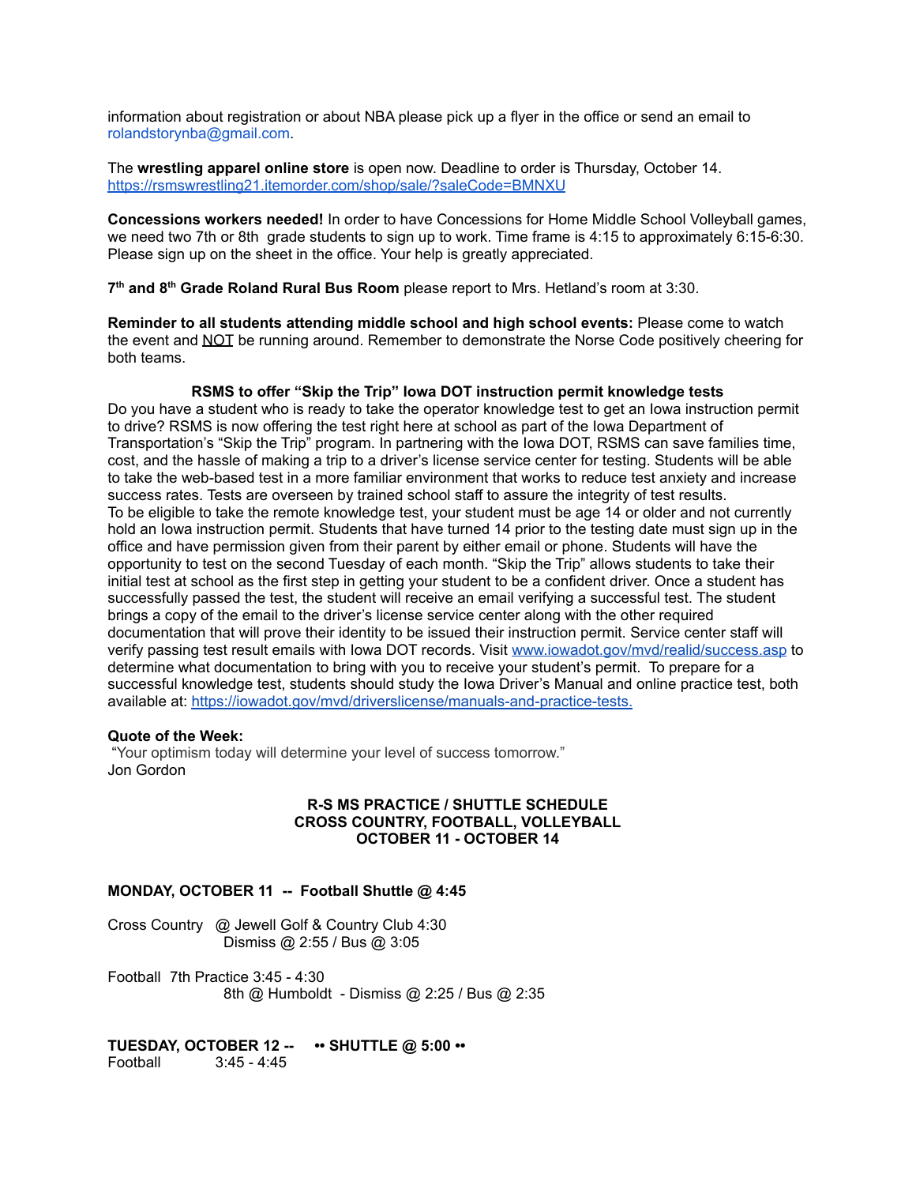information about registration or about NBA please pick up a flyer in the office or send an email to rolandstorynba@gmail.com.

The **wrestling apparel online store** is open now. Deadline to order is Thursday, October 14. https://rsmswrestling21.itemorder.com/shop/sale/?saleCode=BMNXU

**Concessions workers needed!** In order to have Concessions for Home Middle School Volleyball games, we need two 7th or 8th grade students to sign up to work. Time frame is 4:15 to approximately 6:15-6:30. Please sign up on the sheet in the office. Your help is greatly appreciated.

**7th and 8th Grade Roland Rural Bus Room** please report to Mrs. Hetland's room at 3:30.

**Reminder to all students attending middle school and high school events:** Please come to watch the event and NOT be running around. Remember to demonstrate the Norse Code positively cheering for both teams.

**RSMS to offer "Skip the Trip" Iowa DOT instruction permit knowledge tests**

Do you have a student who is ready to take the operator knowledge test to get an Iowa instruction permit to drive? RSMS is now offering the test right here at school as part of the Iowa Department of Transportation's "Skip the Trip" program. In partnering with the Iowa DOT, RSMS can save families time, cost, and the hassle of making a trip to a driver's license service center for testing. Students will be able to take the web-based test in a more familiar environment that works to reduce test anxiety and increase success rates. Tests are overseen by trained school staff to assure the integrity of test results.
To be eligible to take the remote knowledge test, your student must be age 14 or older and not currently hold an Iowa instruction permit. Students that have turned 14 prior to the testing date must sign up in the office and have permission given from their parent by either email or phone. Students will have the opportunity to test on the second Tuesday of each month. "Skip the Trip" allows students to take their initial test at school as the first step in getting your student to be a confident driver. Once a student has successfully passed the test, the student will receive an email verifying a successful test. The student brings a copy of the email to the driver's license service center along with the other required documentation that will prove their identity to be issued their instruction permit. Service center staff will verify passing test result emails with Iowa DOT records. Visit www.iowadot.gov/mvd/realid/success.asp to determine what documentation to bring with you to receive your student's permit. To prepare for a successful knowledge test, students should study the Iowa Driver's Manual and online practice test, both available at: https://iowadot.gov/mvd/driverslicense/manuals-and-practice-tests.

**Quote of the Week:**
"Your optimism today will determine your level of success tomorrow."
Jon Gordon

**R-S MS PRACTICE / SHUTTLE SCHEDULE**
**CROSS COUNTRY, FOOTBALL, VOLLEYBALL**
**OCTOBER 11 - OCTOBER 14**

**MONDAY, OCTOBER 11 -- Football Shuttle @ 4:45**

Cross Country @ Jewell Golf & Country Club 4:30
Dismiss @ 2:55 / Bus @ 3:05

Football 7th Practice 3:45 - 4:30
8th @ Humboldt - Dismiss @ 2:25 / Bus @ 2:35

**TUESDAY, OCTOBER 12 -- •• SHUTTLE @ 5:00 ••**
Football 3:45 - 4:45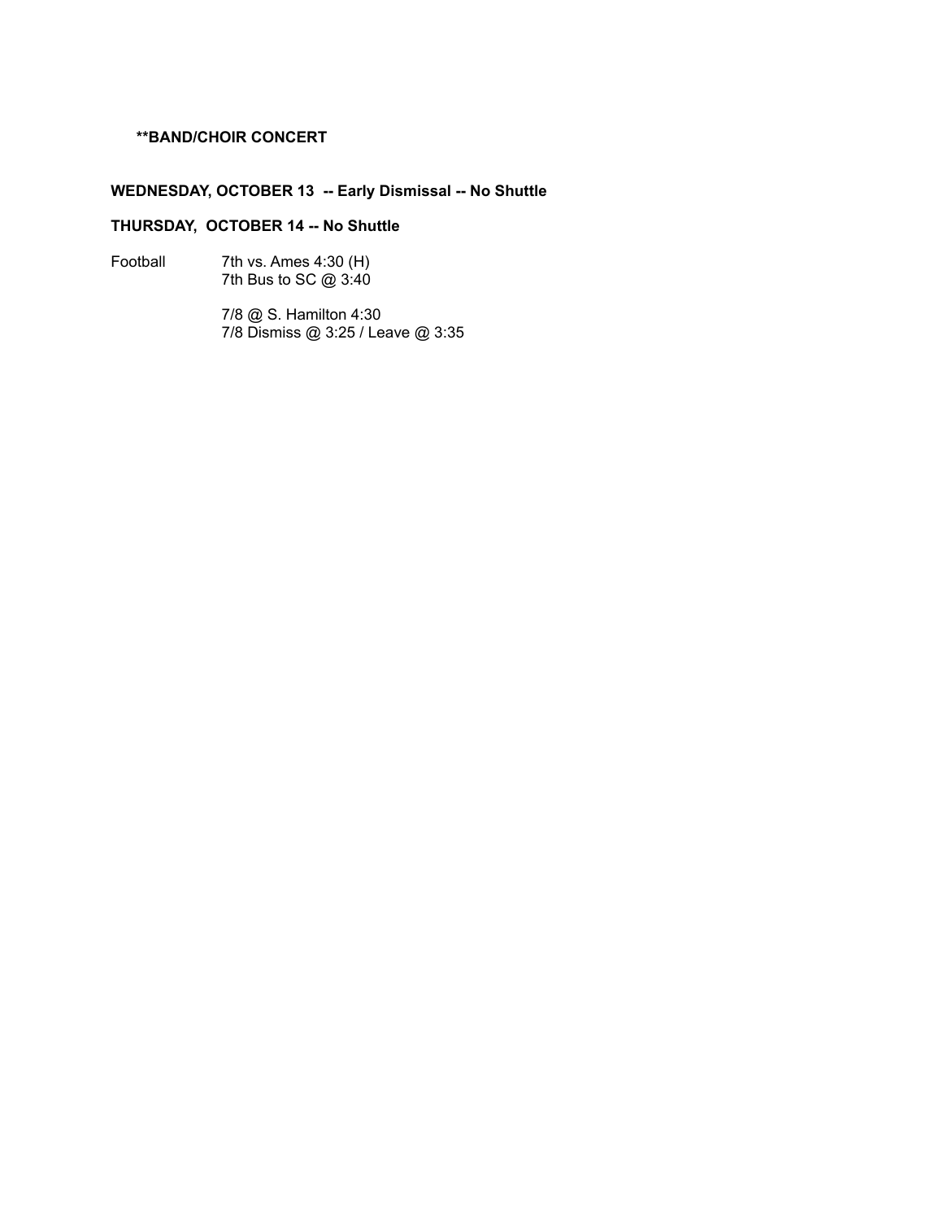**\*\*BAND/CHOIR CONCERT**

**WEDNESDAY, OCTOBER 13 -- Early Dismissal -- No Shuttle**

**THURSDAY, OCTOBER 14 -- No Shuttle**

| | |
|---|---|
| Football | 7th vs. Ames 4:30 (H)<br>7th Bus to SC @ 3:40 |
| | 7/8 @ S. Hamilton 4:30<br>7/8 Dismiss @ 3:25 / Leave @ 3:35 |